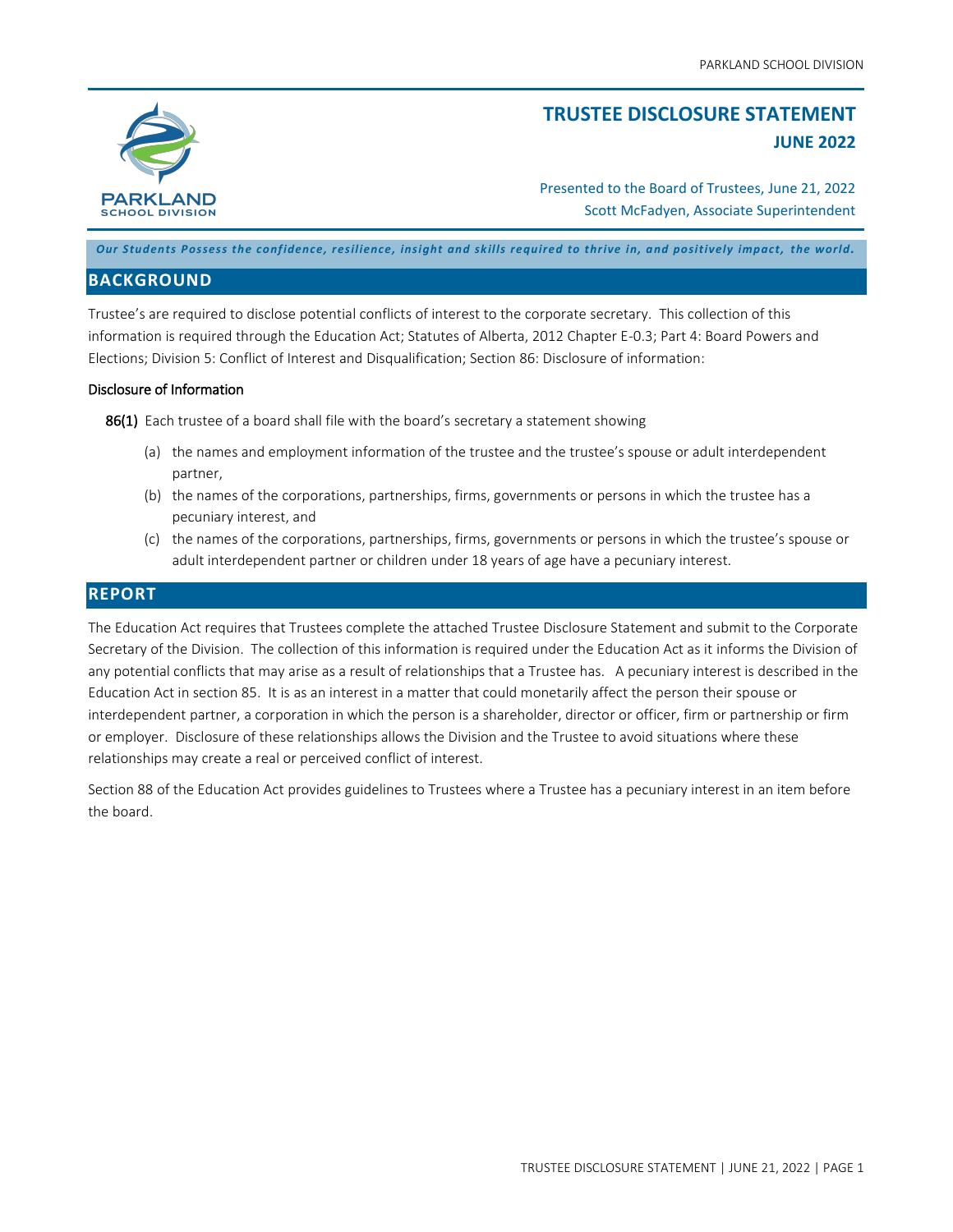# TRUSTEE DISCLOSURE STATEMENT

## JUNE 2022

Presented to the Board of Trustees, June 21, 2022
Scott McFadyen, Associate Superintendent

***Our Students Possess the confidence, resilience, insight and skills required to thrive in, and positively impact, the world.***

## BACKGROUND

Trustee's are required to disclose potential conflicts of interest to the corporate secretary. This collection of this information is required through the Education Act; Statutes of Alberta, 2012 Chapter E-0.3; Part 4: Board Powers and Elections; Division 5: Conflict of Interest and Disqualification; Section 86: Disclosure of information:

#### Disclosure of Information

**86(1)** Each trustee of a board shall file with the board's secretary a statement showing

- (a) the names and employment information of the trustee and the trustee's spouse or adult interdependent partner,
- (b) the names of the corporations, partnerships, firms, governments or persons in which the trustee has a pecuniary interest, and
- (c) the names of the corporations, partnerships, firms, governments or persons in which the trustee's spouse or adult interdependent partner or children under 18 years of age have a pecuniary interest.

## REPORT

The Education Act requires that Trustees complete the attached Trustee Disclosure Statement and submit to the Corporate Secretary of the Division. The collection of this information is required under the Education Act as it informs the Division of any potential conflicts that may arise as a result of relationships that a Trustee has. A pecuniary interest is described in the Education Act in section 85. It is as an interest in a matter that could monetarily affect the person their spouse or interdependent partner, a corporation in which the person is a shareholder, director or officer, firm or partnership or firm or employer. Disclosure of these relationships allows the Division and the Trustee to avoid situations where these relationships may create a real or perceived conflict of interest.

Section 88 of the Education Act provides guidelines to Trustees where a Trustee has a pecuniary interest in an item before the board.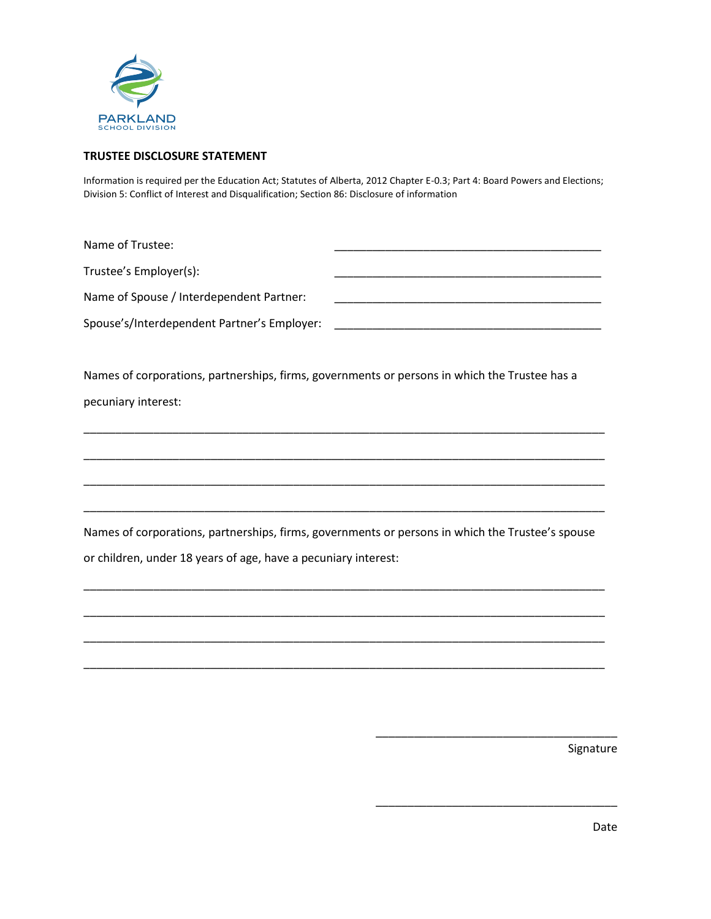PARKLAND
SCHOOL DIVISION

**TRUSTEE DISCLOSURE STATEMENT**

Information is required per the Education Act; Statutes of Alberta, 2012 Chapter E-0.3; Part 4: Board Powers and Elections; Division 5: Conflict of Interest and Disqualification; Section 86: Disclosure of information

Name of Trustee: ___________________________________________

Trustee's Employer(s): ___________________________________________

Name of Spouse / Interdependent Partner: ___________________________________________

Spouse's/Interdependent Partner's Employer: ___________________________________________

Names of corporations, partnerships, firms, governments or persons in which the Trustee has a pecuniary interest:

_______________________________________________________________________________

_______________________________________________________________________________

_______________________________________________________________________________

_______________________________________________________________________________

Names of corporations, partnerships, firms, governments or persons in which the Trustee's spouse or children, under 18 years of age, have a pecuniary interest:

_______________________________________________________________________________

_______________________________________________________________________________

_______________________________________________________________________________

_______________________________________________________________________________

_____________________________________
Signature

_____________________________________
Date